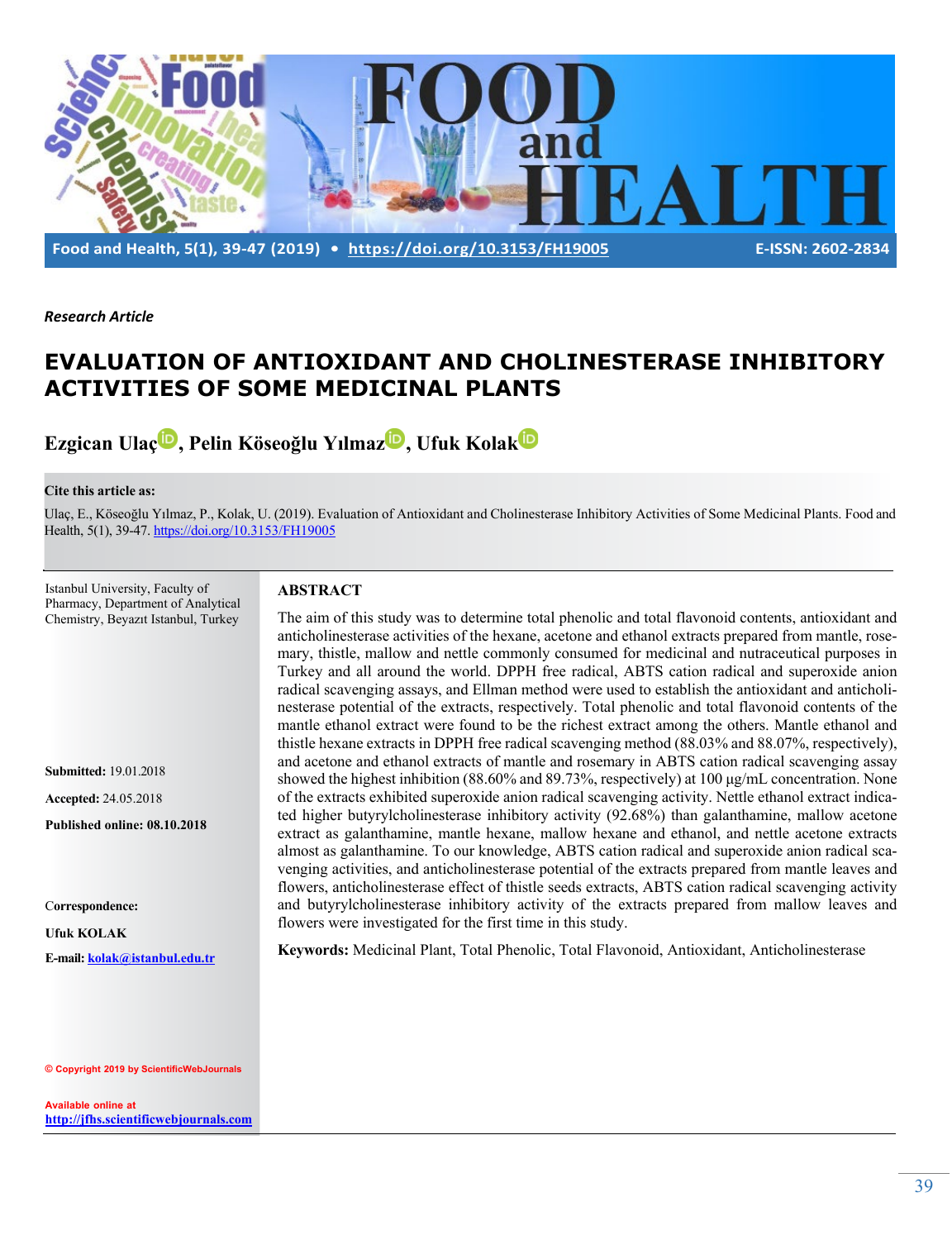*Research Article*

# EVALUATION OF ANTIOXIDANT AND CHOLINESTERASE INHIBITORY ACTIVITIES OF SOME MEDICINAL PLANTS

**Ezgican Ulaç, Pelin Köseoğlu Yılmaz, Ufuk Kolak**

**Cite this article as:**

Ulaç, E., Köseoğlu Yılmaz, P., Kolak, U. (2019). Evaluation of Antioxidant and Cholinesterase Inhibitory Activities of Some Medicinal Plants. Food and Health, 5(1), 39-47. https://doi.org/10.3153/FH19005

Istanbul University, Faculty of Pharmacy, Department of Analytical Chemistry, Beyazıt Istanbul, Turkey

**Submitted:** 19.01.2018

**Accepted:** 24.05.2018

**Published online: 08.10.2018**

**Correspondence:**

**Ufuk KOLAK**

**E-mail: kolak@istanbul.edu.tr**

© Copyright 2019 by ScientificWebJournals

Available online at http://jfhs.scientificwebjournals.com

## ABSTRACT

The aim of this study was to determine total phenolic and total flavonoid contents, antioxidant and anticholinesterase activities of the hexane, acetone and ethanol extracts prepared from mantle, rosemary, thistle, mallow and nettle commonly consumed for medicinal and nutraceutical purposes in Turkey and all around the world. DPPH free radical, ABTS cation radical and superoxide anion radical scavenging assays, and Ellman method were used to establish the antioxidant and anticholinesterase potential of the extracts, respectively. Total phenolic and total flavonoid contents of the mantle ethanol extract were found to be the richest extract among the others. Mantle ethanol and thistle hexane extracts in DPPH free radical scavenging method (88.03% and 88.07%, respectively), and acetone and ethanol extracts of mantle and rosemary in ABTS cation radical scavenging assay showed the highest inhibition (88.60% and 89.73%, respectively) at 100 µg/mL concentration. None of the extracts exhibited superoxide anion radical scavenging activity. Nettle ethanol extract indicated higher butyrylcholinesterase inhibitory activity (92.68%) than galanthamine, mallow acetone extract as galanthamine, mantle hexane, mallow hexane and ethanol, and nettle acetone extracts almost as galanthamine. To our knowledge, ABTS cation radical and superoxide anion radical scavenging activities, and anticholinesterase potential of the extracts prepared from mantle leaves and flowers, anticholinesterase effect of thistle seeds extracts, ABTS cation radical scavenging activity and butyrylcholinesterase inhibitory activity of the extracts prepared from mallow leaves and flowers were investigated for the first time in this study.

**Keywords:** Medicinal Plant, Total Phenolic, Total Flavonoid, Antioxidant, Anticholinesterase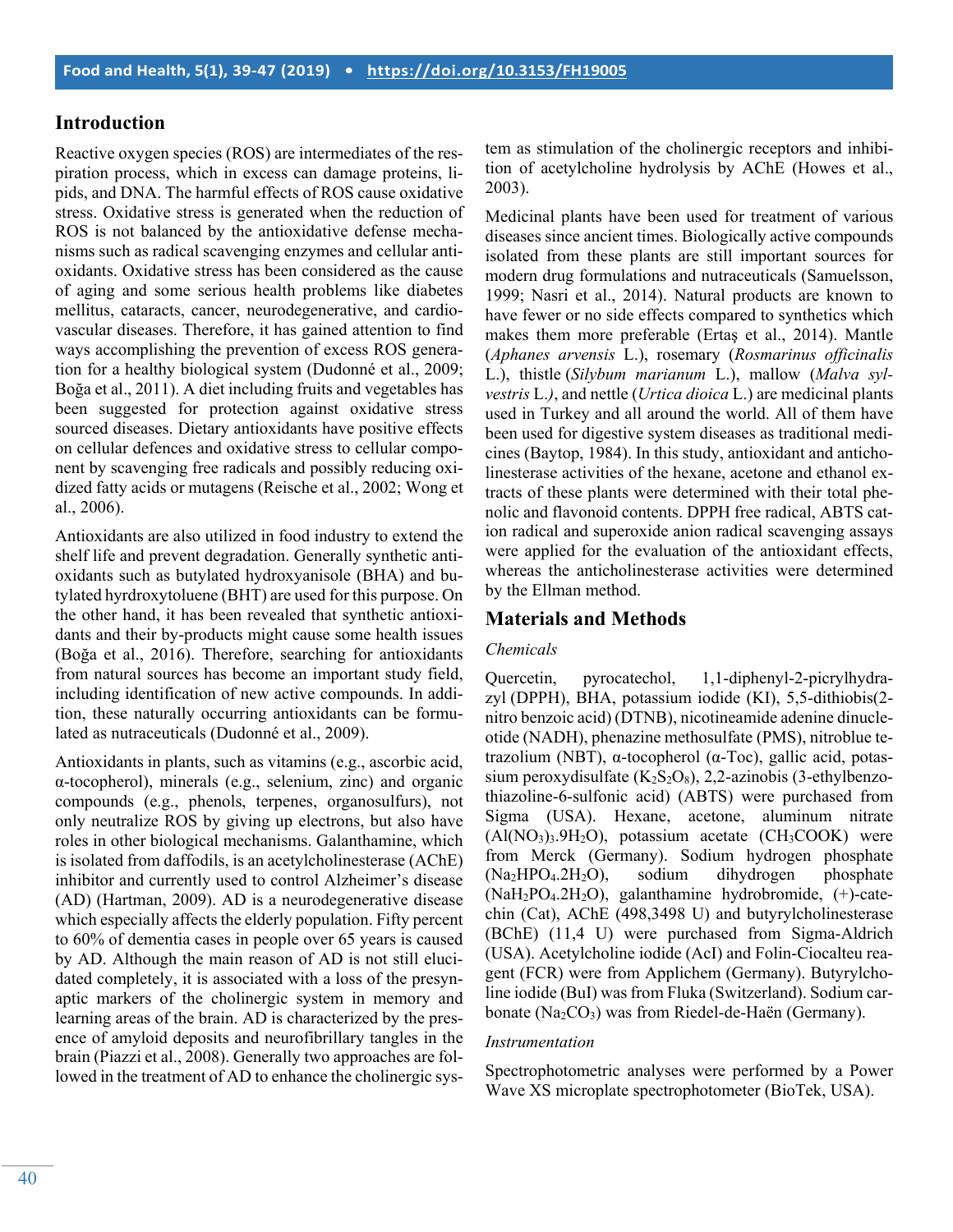## Introduction

Reactive oxygen species (ROS) are intermediates of the respiration process, which in excess can damage proteins, lipids, and DNA. The harmful effects of ROS cause oxidative stress. Oxidative stress is generated when the reduction of ROS is not balanced by the antioxidative defense mechanisms such as radical scavenging enzymes and cellular antioxidants. Oxidative stress has been considered as the cause of aging and some serious health problems like diabetes mellitus, cataracts, cancer, neurodegenerative, and cardiovascular diseases. Therefore, it has gained attention to find ways accomplishing the prevention of excess ROS generation for a healthy biological system (Dudonné et al., 2009; Boğa et al., 2011). A diet including fruits and vegetables has been suggested for protection against oxidative stress sourced diseases. Dietary antioxidants have positive effects on cellular defences and oxidative stress to cellular component by scavenging free radicals and possibly reducing oxidized fatty acids or mutagens (Reische et al., 2002; Wong et al., 2006).

Antioxidants are also utilized in food industry to extend the shelf life and prevent degradation. Generally synthetic antioxidants such as butylated hydroxyanisole (BHA) and butylated hyrdroxytoluene (BHT) are used for this purpose. On the other hand, it has been revealed that synthetic antioxidants and their by-products might cause some health issues (Boğa et al., 2016). Therefore, searching for antioxidants from natural sources has become an important study field, including identification of new active compounds. In addition, these naturally occurring antioxidants can be formulated as nutraceuticals (Dudonné et al., 2009).

Antioxidants in plants, such as vitamins (e.g., ascorbic acid, α-tocopherol), minerals (e.g., selenium, zinc) and organic compounds (e.g., phenols, terpenes, organosulfurs), not only neutralize ROS by giving up electrons, but also have roles in other biological mechanisms. Galanthamine, which is isolated from daffodils, is an acetylcholinesterase (AChE) inhibitor and currently used to control Alzheimer's disease (AD) (Hartman, 2009). AD is a neurodegenerative disease which especially affects the elderly population. Fifty percent to 60% of dementia cases in people over 65 years is caused by AD. Although the main reason of AD is not still elucidated completely, it is associated with a loss of the presynaptic markers of the cholinergic system in memory and learning areas of the brain. AD is characterized by the presence of amyloid deposits and neurofibrillary tangles in the brain (Piazzi et al., 2008). Generally two approaches are followed in the treatment of AD to enhance the cholinergic system as stimulation of the cholinergic receptors and inhibition of acetylcholine hydrolysis by AChE (Howes et al., 2003).

Medicinal plants have been used for treatment of various diseases since ancient times. Biologically active compounds isolated from these plants are still important sources for modern drug formulations and nutraceuticals (Samuelsson, 1999; Nasri et al., 2014). Natural products are known to have fewer or no side effects compared to synthetics which makes them more preferable (Ertaş et al., 2014). Mantle (*Aphanes arvensis* L.), rosemary (*Rosmarinus officinalis* L.), thistle (*Silybum marianum* L.), mallow (*Malva sylvestris* L.), and nettle (*Urtica dioica* L.) are medicinal plants used in Turkey and all around the world. All of them have been used for digestive system diseases as traditional medicines (Baytop, 1984). In this study, antioxidant and anticholinesterase activities of the hexane, acetone and ethanol extracts of these plants were determined with their total phenolic and flavonoid contents. DPPH free radical, ABTS cation radical and superoxide anion radical scavenging assays were applied for the evaluation of the antioxidant effects, whereas the anticholinesterase activities were determined by the Ellman method.

## Materials and Methods

### *Chemicals*

Quercetin, pyrocatechol, 1,1-diphenyl-2-picrylhydrazyl (DPPH), BHA, potassium iodide (KI), 5,5-dithiobis(2-nitro benzoic acid) (DTNB), nicotineamide adenine dinucleotide (NADH), phenazine methosulfate (PMS), nitroblue tetrazolium (NBT), α-tocopherol (α-Toc), gallic acid, potassium peroxydisulfate ($K_2S_2O_8$), 2,2-azinobis (3-ethylbenzothiazoline-6-sulfonic acid) (ABTS) were purchased from Sigma (USA). Hexane, acetone, aluminum nitrate ($Al(NO_3)_3.9H_2O$), potassium acetate ($CH_3COOK$) were from Merck (Germany). Sodium hydrogen phosphate ($Na_2HPO_4.2H_2O$), sodium dihydrogen phosphate ($NaH_2PO_4.2H_2O$), galanthamine hydrobromide, (+)-catechin (Cat), AChE (498,3498 U) and butyrylcholinesterase (BChE) (11,4 U) were purchased from Sigma-Aldrich (USA). Acetylcholine iodide (AcI) and Folin-Ciocalteu reagent (FCR) were from Applichem (Germany). Butyrylcholine iodide (BuI) was from Fluka (Switzerland). Sodium carbonate ($Na_2CO_3$) was from Riedel-de-Haën (Germany).

### *Instrumentation*

Spectrophotometric analyses were performed by a Power Wave XS microplate spectrophotometer (BioTek, USA).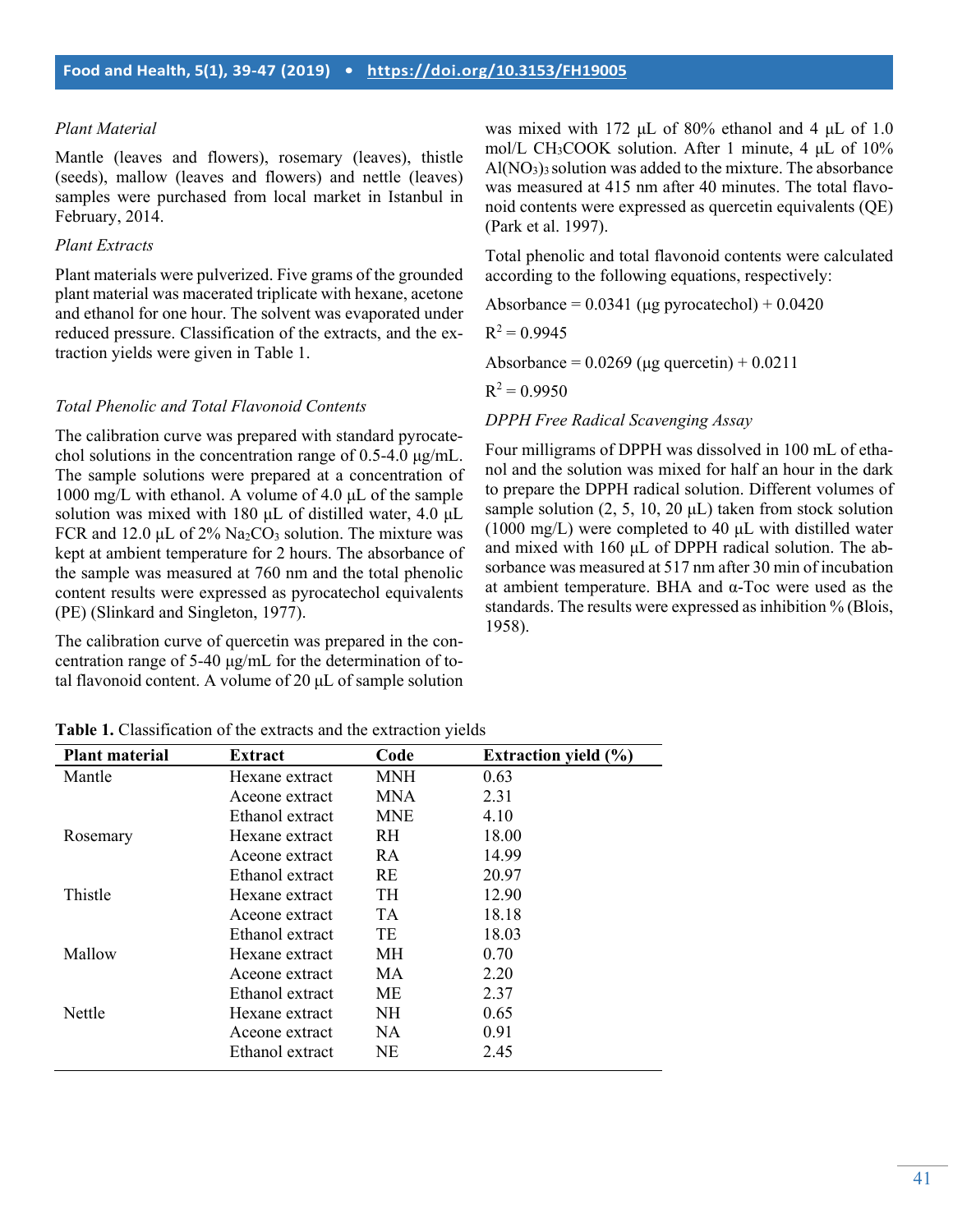*Plant Material*

Mantle (leaves and flowers), rosemary (leaves), thistle (seeds), mallow (leaves and flowers) and nettle (leaves) samples were purchased from local market in Istanbul in February, 2014.

*Plant Extracts*

Plant materials were pulverized. Five grams of the grounded plant material was macerated triplicate with hexane, acetone and ethanol for one hour. The solvent was evaporated under reduced pressure. Classification of the extracts, and the extraction yields were given in Table 1.

*Total Phenolic and Total Flavonoid Contents*

The calibration curve was prepared with standard pyrocatechol solutions in the concentration range of 0.5-4.0 μg/mL. The sample solutions were prepared at a concentration of 1000 mg/L with ethanol. A volume of 4.0 μL of the sample solution was mixed with 180 μL of distilled water, 4.0 μL FCR and 12.0 μL of 2% $Na_2CO_3$ solution. The mixture was kept at ambient temperature for 2 hours. The absorbance of the sample was measured at 760 nm and the total phenolic content results were expressed as pyrocatechol equivalents (PE) (Slinkard and Singleton, 1977).

The calibration curve of quercetin was prepared in the concentration range of 5-40 μg/mL for the determination of total flavonoid content. A volume of 20 μL of sample solution was mixed with 172 μL of 80% ethanol and 4 μL of 1.0 mol/L $CH_3COOK$ solution. After 1 minute, 4 μL of 10% $Al(NO_3)_3$ solution was added to the mixture. The absorbance was measured at 415 nm after 40 minutes. The total flavonoid contents were expressed as quercetin equivalents (QE) (Park et al. 1997).

Total phenolic and total flavonoid contents were calculated according to the following equations, respectively:

$$\text{Absorbance} = 0.0341\ (\mu\text{g pyrocatechol}) + 0.0420$$

$$R^2 = 0.9945$$

$$\text{Absorbance} = 0.0269\ (\mu\text{g quercetin}) + 0.0211$$

$$R^2 = 0.9950$$

*DPPH Free Radical Scavenging Assay*

Four milligrams of DPPH was dissolved in 100 mL of ethanol and the solution was mixed for half an hour in the dark to prepare the DPPH radical solution. Different volumes of sample solution (2, 5, 10, 20 μL) taken from stock solution (1000 mg/L) were completed to 40 μL with distilled water and mixed with 160 μL of DPPH radical solution. The absorbance was measured at 517 nm after 30 min of incubation at ambient temperature. BHA and α-Toc were used as the standards. The results were expressed as inhibition % (Blois, 1958).

**Table 1.** Classification of the extracts and the extraction yields

| Plant material | Extract | Code | Extraction yield (%) |
|---|---|---|---|
| Mantle | Hexane extract | MNH | 0.63 |
| | Aceone extract | MNA | 2.31 |
| | Ethanol extract | MNE | 4.10 |
| Rosemary | Hexane extract | RH | 18.00 |
| | Aceone extract | RA | 14.99 |
| | Ethanol extract | RE | 20.97 |
| Thistle | Hexane extract | TH | 12.90 |
| | Aceone extract | TA | 18.18 |
| | Ethanol extract | TE | 18.03 |
| Mallow | Hexane extract | MH | 0.70 |
| | Aceone extract | MA | 2.20 |
| | Ethanol extract | ME | 2.37 |
| Nettle | Hexane extract | NH | 0.65 |
| | Aceone extract | NA | 0.91 |
| | Ethanol extract | NE | 2.45 |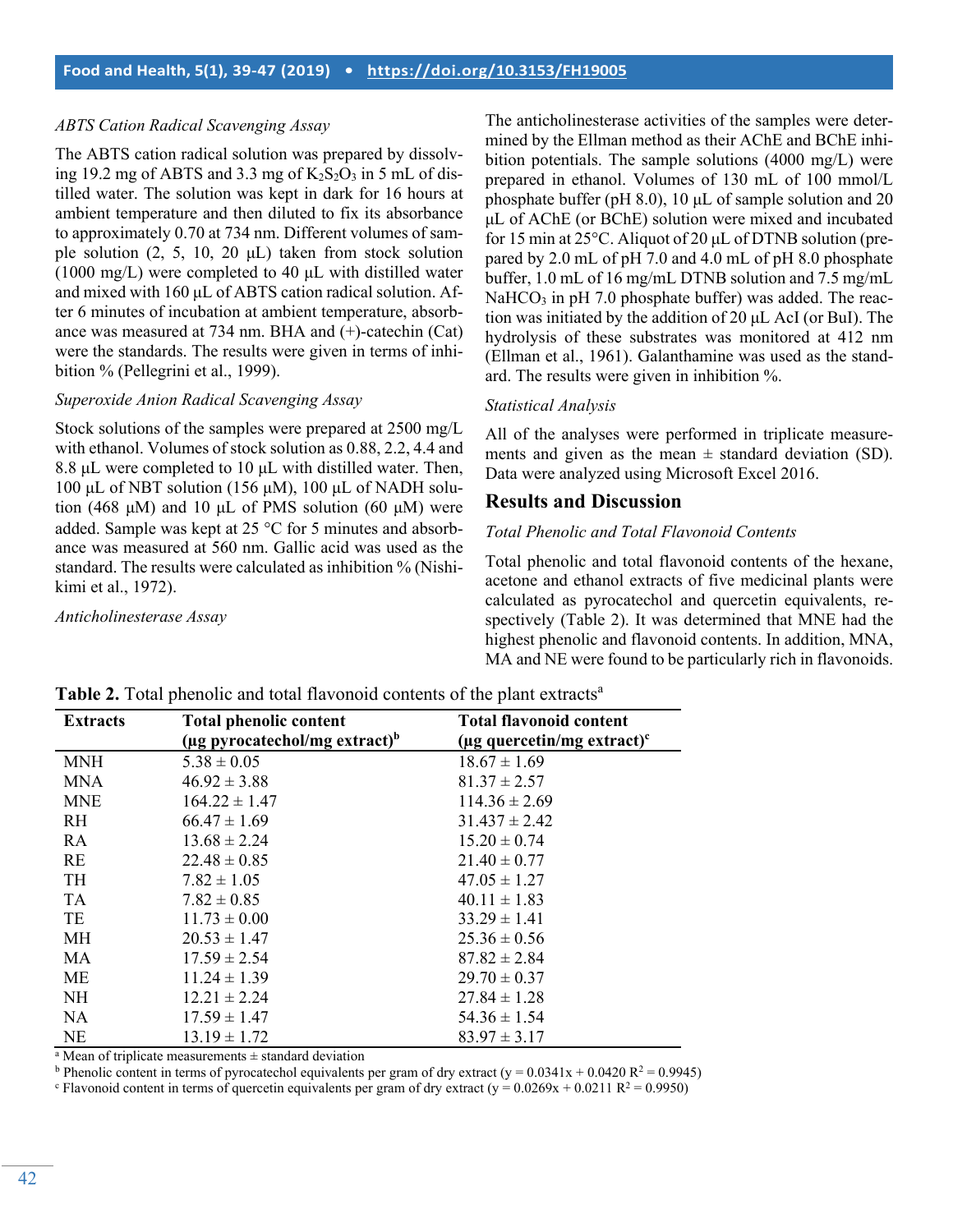*ABTS Cation Radical Scavenging Assay*

The ABTS cation radical solution was prepared by dissolving 19.2 mg of ABTS and 3.3 mg of $K_2S_2O_3$ in 5 mL of distilled water. The solution was kept in dark for 16 hours at ambient temperature and then diluted to fix its absorbance to approximately 0.70 at 734 nm. Different volumes of sample solution (2, 5, 10, 20 µL) taken from stock solution (1000 mg/L) were completed to 40 µL with distilled water and mixed with 160 µL of ABTS cation radical solution. After 6 minutes of incubation at ambient temperature, absorbance was measured at 734 nm. BHA and (+)-catechin (Cat) were the standards. The results were given in terms of inhibition % (Pellegrini et al., 1999).

*Superoxide Anion Radical Scavenging Assay*

Stock solutions of the samples were prepared at 2500 mg/L with ethanol. Volumes of stock solution as 0.88, 2.2, 4.4 and 8.8 µL were completed to 10 µL with distilled water. Then, 100 µL of NBT solution (156 µM), 100 µL of NADH solution (468 µM) and 10 µL of PMS solution (60 µM) were added. Sample was kept at 25 °C for 5 minutes and absorbance was measured at 560 nm. Gallic acid was used as the standard. The results were calculated as inhibition % (Nishikimi et al., 1972).

*Anticholinesterase Assay*

The anticholinesterase activities of the samples were determined by the Ellman method as their AChE and BChE inhibition potentials. The sample solutions (4000 mg/L) were prepared in ethanol. Volumes of 130 mL of 100 mmol/L phosphate buffer (pH 8.0), 10 µL of sample solution and 20 µL of AChE (or BChE) solution were mixed and incubated for 15 min at 25°C. Aliquot of 20 µL of DTNB solution (prepared by 2.0 mL of pH 7.0 and 4.0 mL of pH 8.0 phosphate buffer, 1.0 mL of 16 mg/mL DTNB solution and 7.5 mg/mL $NaHCO_3$ in pH 7.0 phosphate buffer) was added. The reaction was initiated by the addition of 20 µL AcI (or BuI). The hydrolysis of these substrates was monitored at 412 nm (Ellman et al., 1961). Galanthamine was used as the standard. The results were given in inhibition %.

*Statistical Analysis*

All of the analyses were performed in triplicate measurements and given as the mean ± standard deviation (SD). Data were analyzed using Microsoft Excel 2016.

## Results and Discussion

*Total Phenolic and Total Flavonoid Contents*

Total phenolic and total flavonoid contents of the hexane, acetone and ethanol extracts of five medicinal plants were calculated as pyrocatechol and quercetin equivalents, respectively (Table 2). It was determined that MNE had the highest phenolic and flavonoid contents. In addition, MNA, MA and NE were found to be particularly rich in flavonoids.

**Table 2.** Total phenolic and total flavonoid contents of the plant extracts[a]

| Extracts | Total phenolic content (µg pyrocatechol/mg extract)[b] | Total flavonoid content (µg quercetin/mg extract)[c] |
|---|---|---|
| MNH | 5.38 ± 0.05 | 18.67 ± 1.69 |
| MNA | 46.92 ± 3.88 | 81.37 ± 2.57 |
| MNE | 164.22 ± 1.47 | 114.36 ± 2.69 |
| RH | 66.47 ± 1.69 | 31.437 ± 2.42 |
| RA | 13.68 ± 2.24 | 15.20 ± 0.74 |
| RE | 22.48 ± 0.85 | 21.40 ± 0.77 |
| TH | 7.82 ± 1.05 | 47.05 ± 1.27 |
| TA | 7.82 ± 0.85 | 40.11 ± 1.83 |
| TE | 11.73 ± 0.00 | 33.29 ± 1.41 |
| MH | 20.53 ± 1.47 | 25.36 ± 0.56 |
| MA | 17.59 ± 2.54 | 87.82 ± 2.84 |
| ME | 11.24 ± 1.39 | 29.70 ± 0.37 |
| NH | 12.21 ± 2.24 | 27.84 ± 1.28 |
| NA | 17.59 ± 1.47 | 54.36 ± 1.54 |
| NE | 13.19 ± 1.72 | 83.97 ± 3.17 |

[a] Mean of triplicate measurements ± standard deviation

[b] Phenolic content in terms of pyrocatechol equivalents per gram of dry extract ($y = 0.0341x + 0.0420$ $R^2 = 0.9945$)

[c] Flavonoid content in terms of quercetin equivalents per gram of dry extract ($y = 0.0269x + 0.0211$ $R^2 = 0.9950$)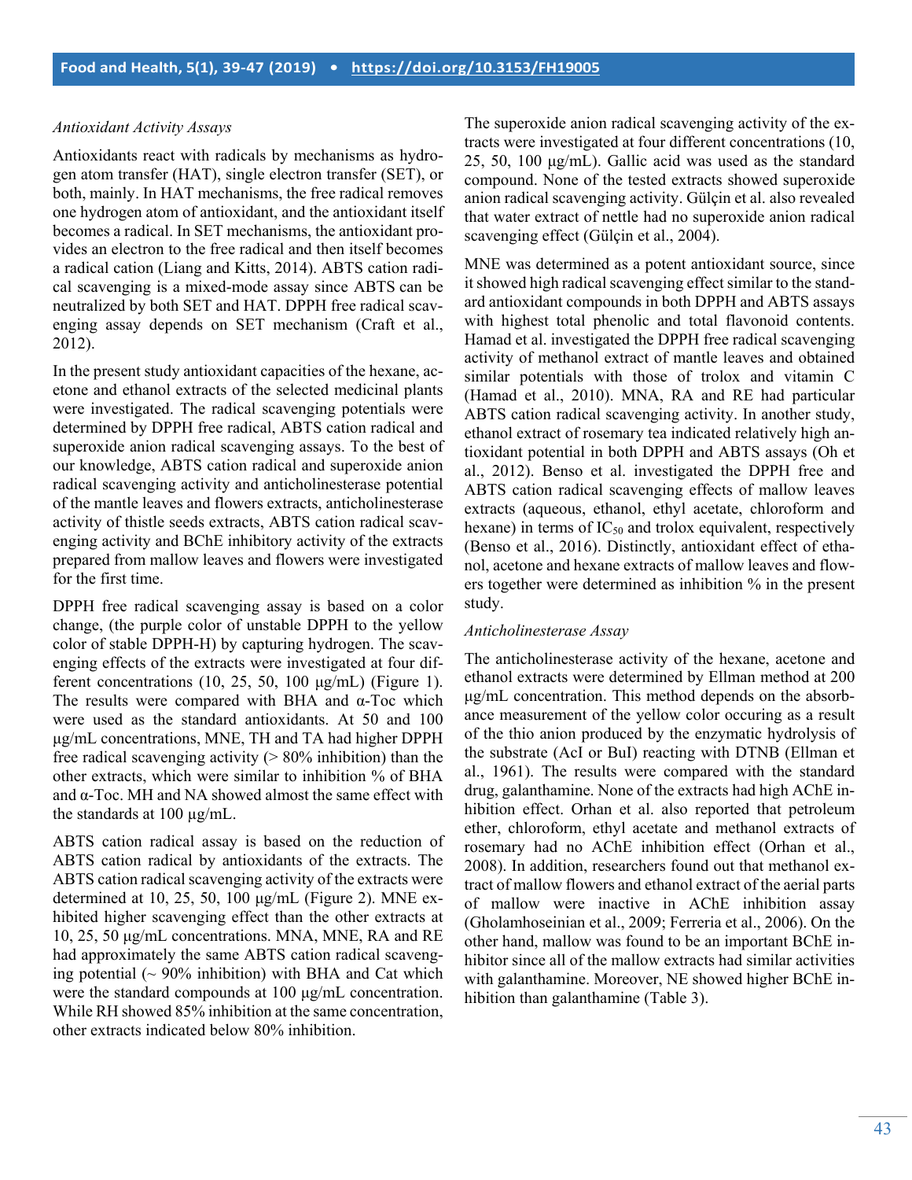*Antioxidant Activity Assays*

Antioxidants react with radicals by mechanisms as hydrogen atom transfer (HAT), single electron transfer (SET), or both, mainly. In HAT mechanisms, the free radical removes one hydrogen atom of antioxidant, and the antioxidant itself becomes a radical. In SET mechanisms, the antioxidant provides an electron to the free radical and then itself becomes a radical cation (Liang and Kitts, 2014). ABTS cation radical scavenging is a mixed-mode assay since ABTS can be neutralized by both SET and HAT. DPPH free radical scavenging assay depends on SET mechanism (Craft et al., 2012).

In the present study antioxidant capacities of the hexane, acetone and ethanol extracts of the selected medicinal plants were investigated. The radical scavenging potentials were determined by DPPH free radical, ABTS cation radical and superoxide anion radical scavenging assays. To the best of our knowledge, ABTS cation radical and superoxide anion radical scavenging activity and anticholinesterase potential of the mantle leaves and flowers extracts, anticholinesterase activity of thistle seeds extracts, ABTS cation radical scavenging activity and BChE inhibitory activity of the extracts prepared from mallow leaves and flowers were investigated for the first time.

DPPH free radical scavenging assay is based on a color change, (the purple color of unstable DPPH to the yellow color of stable DPPH-H) by capturing hydrogen. The scavenging effects of the extracts were investigated at four different concentrations (10, 25, 50, 100 μg/mL) (Figure 1). The results were compared with BHA and α-Toc which were used as the standard antioxidants. At 50 and 100 μg/mL concentrations, MNE, TH and TA had higher DPPH free radical scavenging activity (> 80% inhibition) than the other extracts, which were similar to inhibition % of BHA and α-Toc. MH and NA showed almost the same effect with the standards at 100 μg/mL.

ABTS cation radical assay is based on the reduction of ABTS cation radical by antioxidants of the extracts. The ABTS cation radical scavenging activity of the extracts were determined at 10, 25, 50, 100 μg/mL (Figure 2). MNE exhibited higher scavenging effect than the other extracts at 10, 25, 50 μg/mL concentrations. MNA, MNE, RA and RE had approximately the same ABTS cation radical scavenging potential (~ 90% inhibition) with BHA and Cat which were the standard compounds at 100 μg/mL concentration. While RH showed 85% inhibition at the same concentration, other extracts indicated below 80% inhibition.

The superoxide anion radical scavenging activity of the extracts were investigated at four different concentrations (10, 25, 50, 100 μg/mL). Gallic acid was used as the standard compound. None of the tested extracts showed superoxide anion radical scavenging activity. Gülçin et al. also revealed that water extract of nettle had no superoxide anion radical scavenging effect (Gülçin et al., 2004).

MNE was determined as a potent antioxidant source, since it showed high radical scavenging effect similar to the standard antioxidant compounds in both DPPH and ABTS assays with highest total phenolic and total flavonoid contents. Hamad et al. investigated the DPPH free radical scavenging activity of methanol extract of mantle leaves and obtained similar potentials with those of trolox and vitamin C (Hamad et al., 2010). MNA, RA and RE had particular ABTS cation radical scavenging activity. In another study, ethanol extract of rosemary tea indicated relatively high antioxidant potential in both DPPH and ABTS assays (Oh et al., 2012). Benso et al. investigated the DPPH free and ABTS cation radical scavenging effects of mallow leaves extracts (aqueous, ethanol, ethyl acetate, chloroform and hexane) in terms of $IC_{50}$ and trolox equivalent, respectively (Benso et al., 2016). Distinctly, antioxidant effect of ethanol, acetone and hexane extracts of mallow leaves and flowers together were determined as inhibition % in the present study.

*Anticholinesterase Assay*

The anticholinesterase activity of the hexane, acetone and ethanol extracts were determined by Ellman method at 200 μg/mL concentration. This method depends on the absorbance measurement of the yellow color occuring as a result of the thio anion produced by the enzymatic hydrolysis of the substrate (AcI or BuI) reacting with DTNB (Ellman et al., 1961). The results were compared with the standard drug, galanthamine. None of the extracts had high AChE inhibition effect. Orhan et al. also reported that petroleum ether, chloroform, ethyl acetate and methanol extracts of rosemary had no AChE inhibition effect (Orhan et al., 2008). In addition, researchers found out that methanol extract of mallow flowers and ethanol extract of the aerial parts of mallow were inactive in AChE inhibition assay (Gholamhoseinian et al., 2009; Ferreria et al., 2006). On the other hand, mallow was found to be an important BChE inhibitor since all of the mallow extracts had similar activities with galanthamine. Moreover, NE showed higher BChE inhibition than galanthamine (Table 3).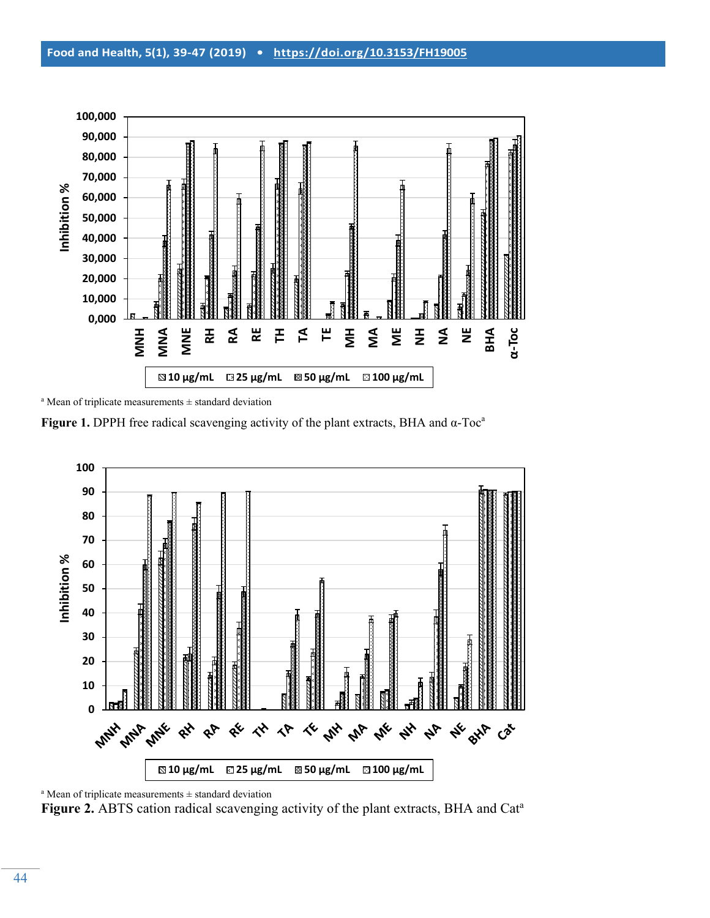[a] Mean of triplicate measurements ± standard deviation

**Figure 1.** DPPH free radical scavenging activity of the plant extracts, BHA and α-Toc[a]

[a] Mean of triplicate measurements ± standard deviation

**Figure 2.** ABTS cation radical scavenging activity of the plant extracts, BHA and Cat[a]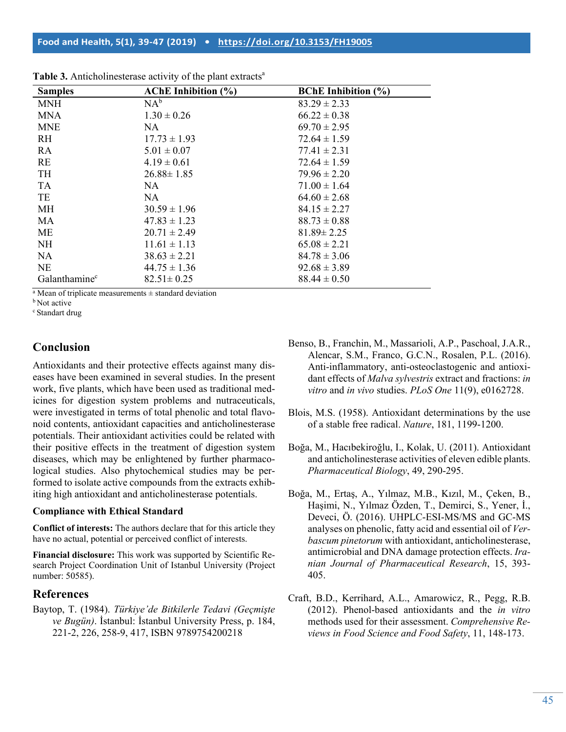**Table 3.** Anticholinesterase activity of the plant extracts[a]

| Samples | AChE Inhibition (%) | BChE Inhibition (%) |
|---|---|---|
| MNH | NA[b] | 83.29 ± 2.33 |
| MNA | 1.30 ± 0.26 | 66.22 ± 0.38 |
| MNE | NA | 69.70 ± 2.95 |
| RH | 17.73 ± 1.93 | 72.64 ± 1.59 |
| RA | 5.01 ± 0.07 | 77.41 ± 2.31 |
| RE | 4.19 ± 0.61 | 72.64 ± 1.59 |
| TH | 26.88± 1.85 | 79.96 ± 2.20 |
| TA | NA | 71.00 ± 1.64 |
| TE | NA | 64.60 ± 2.68 |
| MH | 30.59 ± 1.96 | 84.15 ± 2.27 |
| MA | 47.83 ± 1.23 | 88.73 ± 0.88 |
| ME | 20.71 ± 2.49 | 81.89± 2.25 |
| NH | 11.61 ± 1.13 | 65.08 ± 2.21 |
| NA | 38.63 ± 2.21 | 84.78 ± 3.06 |
| NE | 44.75 ± 1.36 | 92.68 ± 3.89 |
| Galanthamine[c] | 82.51± 0.25 | 88.44 ± 0.50 |

[a] Mean of triplicate measurements ± standard deviation
[b] Not active
[c] Standart drug

## Conclusion

Antioxidants and their protective effects against many diseases have been examined in several studies. In the present work, five plants, which have been used as traditional medicines for digestion system problems and nutraceuticals, were investigated in terms of total phenolic and total flavonoid contents, antioxidant capacities and anticholinesterase potentials. Their antioxidant activities could be related with their positive effects in the treatment of digestion system diseases, which may be enlightened by further pharmacological studies. Also phytochemical studies may be performed to isolate active compounds from the extracts exhibiting high antioxidant and anticholinesterase potentials.

### Compliance with Ethical Standard

**Conflict of interests:** The authors declare that for this article they have no actual, potential or perceived conflict of interests.

**Financial disclosure:** This work was supported by Scientific Research Project Coordination Unit of Istanbul University (Project number: 50585).

## References

Baytop, T. (1984). *Türkiye'de Bitkilerle Tedavi (Geçmişte ve Bugün)*. İstanbul: İstanbul University Press, p. 184, 221-2, 226, 258-9, 417, ISBN 9789754200218

Benso, B., Franchin, M., Massarioli, A.P., Paschoal, J.A.R., Alencar, S.M., Franco, G.C.N., Rosalen, P.L. (2016). Anti-inflammatory, anti-osteoclastogenic and antioxidant effects of *Malva sylvestris* extract and fractions: *in vitro* and *in vivo* studies. *PLoS One* 11(9), e0162728.

Blois, M.S. (1958). Antioxidant determinations by the use of a stable free radical. *Nature*, 181, 1199-1200.

Boğa, M., Hacıbekiroğlu, I., Kolak, U. (2011). Antioxidant and anticholinesterase activities of eleven edible plants. *Pharmaceutical Biology*, 49, 290-295.

Boğa, M., Ertaş, A., Yılmaz, M.B., Kızıl, M., Çeken, B., Haşimi, N., Yılmaz Özden, T., Demirci, S., Yener, İ., Deveci, Ö. (2016). UHPLC-ESI-MS/MS and GC-MS analyses on phenolic, fatty acid and essential oil of *Verbascum pinetorum* with antioxidant, anticholinesterase, antimicrobial and DNA damage protection effects. *Iranian Journal of Pharmaceutical Research*, 15, 393-405.

Craft, B.D., Kerrihard, A.L., Amarowicz, R., Pegg, R.B. (2012). Phenol-based antioxidants and the *in vitro* methods used for their assessment. *Comprehensive Reviews in Food Science and Food Safety*, 11, 148-173.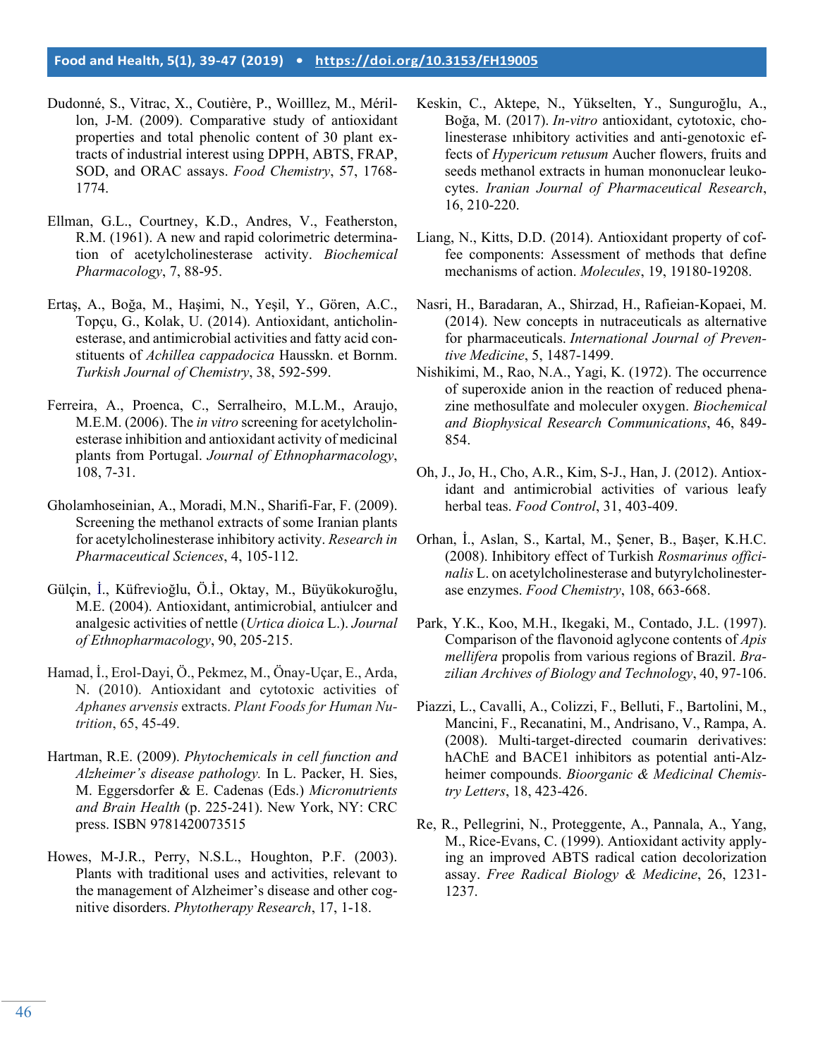Dudonné, S., Vitrac, X., Coutière, P., Woilllez, M., Mérillon, J-M. (2009). Comparative study of antioxidant properties and total phenolic content of 30 plant extracts of industrial interest using DPPH, ABTS, FRAP, SOD, and ORAC assays. *Food Chemistry*, 57, 1768-1774.

Ellman, G.L., Courtney, K.D., Andres, V., Featherston, R.M. (1961). A new and rapid colorimetric determination of acetylcholinesterase activity. *Biochemical Pharmacology*, 7, 88-95.

Ertaş, A., Boğa, M., Haşimi, N., Yeşil, Y., Gören, A.C., Topçu, G., Kolak, U. (2014). Antioxidant, anticholinesterase, and antimicrobial activities and fatty acid constituents of *Achillea cappadocica* Hausskn. et Bornm. *Turkish Journal of Chemistry*, 38, 592-599.

Ferreira, A., Proenca, C., Serralheiro, M.L.M., Araujo, M.E.M. (2006). The *in vitro* screening for acetylcholinesterase inhibition and antioxidant activity of medicinal plants from Portugal. *Journal of Ethnopharmacology*, 108, 7-31.

Gholamhoseinian, A., Moradi, M.N., Sharifi-Far, F. (2009). Screening the methanol extracts of some Iranian plants for acetylcholinesterase inhibitory activity. *Research in Pharmaceutical Sciences*, 4, 105-112.

Gülçin, İ., Küfrevioğlu, Ö.İ., Oktay, M., Büyükokuroğlu, M.E. (2004). Antioxidant, antimicrobial, antiulcer and analgesic activities of nettle (*Urtica dioica* L.). *Journal of Ethnopharmacology*, 90, 205-215.

Hamad, İ., Erol-Dayi, Ö., Pekmez, M., Önay-Uçar, E., Arda, N. (2010). Antioxidant and cytotoxic activities of *Aphanes arvensis* extracts. *Plant Foods for Human Nutrition*, 65, 45-49.

Hartman, R.E. (2009). *Phytochemicals in cell function and Alzheimer's disease pathology.* In L. Packer, H. Sies, M. Eggersdorfer & E. Cadenas (Eds.) *Micronutrients and Brain Health* (p. 225-241). New York, NY: CRC press. ISBN 9781420073515

Howes, M-J.R., Perry, N.S.L., Houghton, P.F. (2003). Plants with traditional uses and activities, relevant to the management of Alzheimer's disease and other cognitive disorders. *Phytotherapy Research*, 17, 1-18.

Keskin, C., Aktepe, N., Yükselten, Y., Sunguroğlu, A., Boğa, M. (2017). *In-vitro* antioxidant, cytotoxic, cholinesterase ınhibitory activities and anti-genotoxic effects of *Hypericum retusum* Aucher flowers, fruits and seeds methanol extracts in human mononuclear leukocytes. *Iranian Journal of Pharmaceutical Research*, 16, 210-220.

Liang, N., Kitts, D.D. (2014). Antioxidant property of coffee components: Assessment of methods that define mechanisms of action. *Molecules*, 19, 19180-19208.

Nasri, H., Baradaran, A., Shirzad, H., Rafieian-Kopaei, M. (2014). New concepts in nutraceuticals as alternative for pharmaceuticals. *International Journal of Preventive Medicine*, 5, 1487-1499.

Nishikimi, M., Rao, N.A., Yagi, K. (1972). The occurrence of superoxide anion in the reaction of reduced phenazine methosulfate and moleculer oxygen. *Biochemical and Biophysical Research Communications*, 46, 849-854.

Oh, J., Jo, H., Cho, A.R., Kim, S-J., Han, J. (2012). Antioxidant and antimicrobial activities of various leafy herbal teas. *Food Control*, 31, 403-409.

Orhan, İ., Aslan, S., Kartal, M., Şener, B., Başer, K.H.C. (2008). Inhibitory effect of Turkish *Rosmarinus officinalis* L. on acetylcholinesterase and butyrylcholinesterase enzymes. *Food Chemistry*, 108, 663-668.

Park, Y.K., Koo, M.H., Ikegaki, M., Contado, J.L. (1997). Comparison of the flavonoid aglycone contents of *Apis mellifera* propolis from various regions of Brazil. *Brazilian Archives of Biology and Technology*, 40, 97-106.

Piazzi, L., Cavalli, A., Colizzi, F., Belluti, F., Bartolini, M., Mancini, F., Recanatini, M., Andrisano, V., Rampa, A. (2008). Multi-target-directed coumarin derivatives: hAChE and BACE1 inhibitors as potential anti-Alzheimer compounds. *Bioorganic & Medicinal Chemistry Letters*, 18, 423-426.

Re, R., Pellegrini, N., Proteggente, A., Pannala, A., Yang, M., Rice-Evans, C. (1999). Antioxidant activity applying an improved ABTS radical cation decolorization assay. *Free Radical Biology & Medicine*, 26, 1231-1237.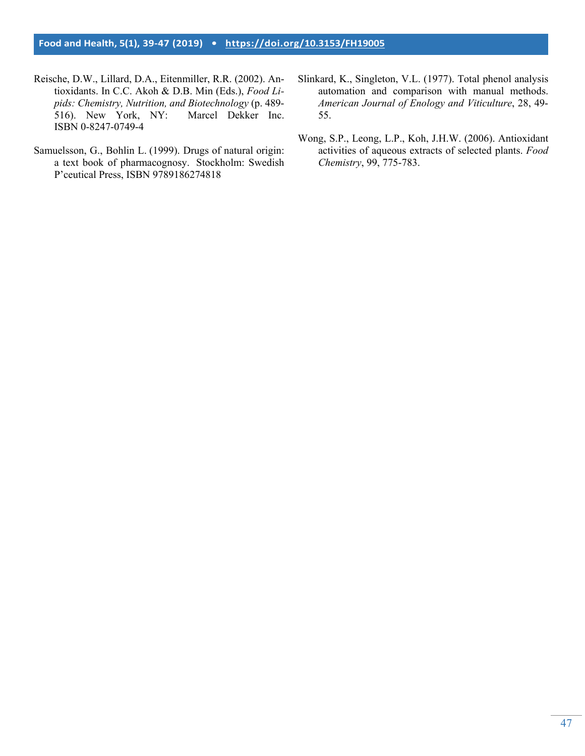Reische, D.W., Lillard, D.A., Eitenmiller, R.R. (2002). Antioxidants. In C.C. Akoh & D.B. Min (Eds.), *Food Lipids: Chemistry, Nutrition, and Biotechnology* (p. 489-516). New York, NY: Marcel Dekker Inc. ISBN 0-8247-0749-4

Samuelsson, G., Bohlin L. (1999). Drugs of natural origin: a text book of pharmacognosy. Stockholm: Swedish P'ceutical Press, ISBN 9789186274818

Slinkard, K., Singleton, V.L. (1977). Total phenol analysis automation and comparison with manual methods. *American Journal of Enology and Viticulture*, 28, 49-55.

Wong, S.P., Leong, L.P., Koh, J.H.W. (2006). Antioxidant activities of aqueous extracts of selected plants. *Food Chemistry*, 99, 775-783.